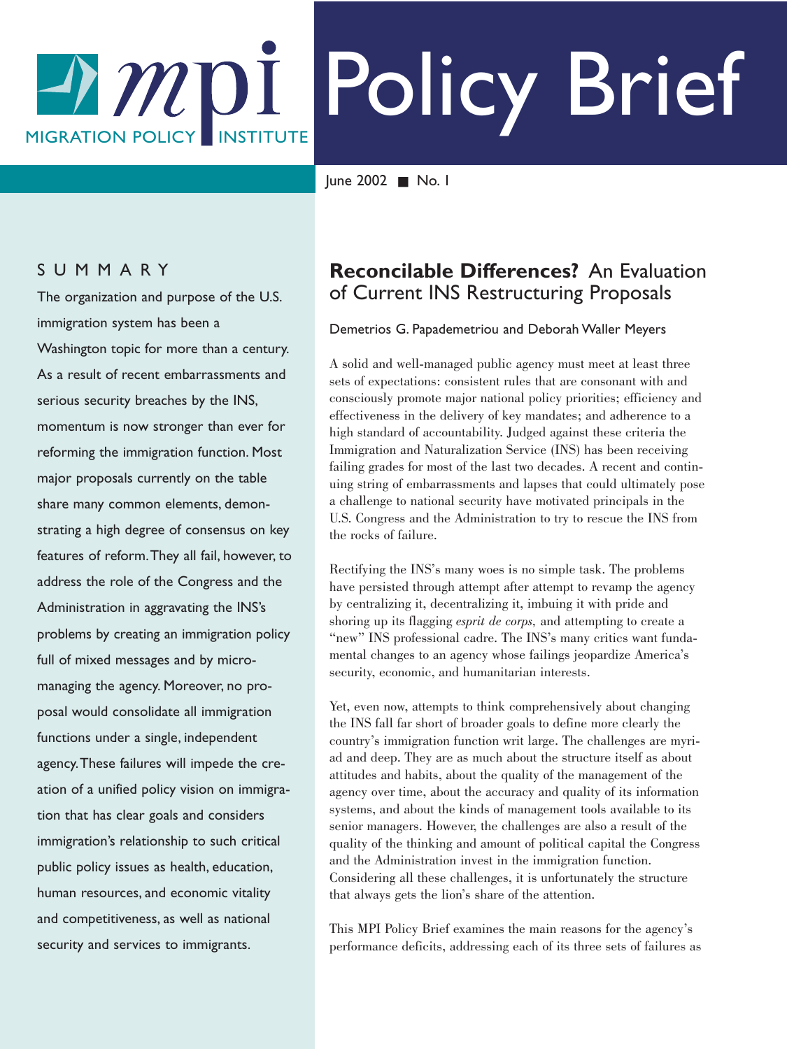# Policy Brief

MIGRATION POLICY INSTITUTE

June 2002 ■ No. 1

## SUMMARY

The organization and purpose of the U.S. immigration system has been a Washington topic for more than a century. As a result of recent embarrassments and serious security breaches by the INS, momentum is now stronger than ever for reforming the immigration function. Most major proposals currently on the table share many common elements, demonstrating a high degree of consensus on key features of reform. They all fail, however, to address the role of the Congress and the Administration in aggravating the INS's problems by creating an immigration policy full of mixed messages and by micro-managing the agency. Moreover, no proposal would consolidate all immigration functions under a single, independent agency. These failures will impede the creation of a unified policy vision on immigration that has clear goals and considers immigration's relationship to such critical public policy issues as health, education, human resources, and economic vitality and competitiveness, as well as national security and services to immigrants.

## **Reconcilable Differences?** An Evaluation of Current INS Restructuring Proposals

Demetrios G. Papademetriou and Deborah Waller Meyers

A solid and well-managed public agency must meet at least three sets of expectations: consistent rules that are consonant with and consciously promote major national policy priorities; efficiency and effectiveness in the delivery of key mandates; and adherence to a high standard of accountability. Judged against these criteria the Immigration and Naturalization Service (INS) has been receiving failing grades for most of the last two decades. A recent and continuing string of embarrassments and lapses that could ultimately pose a challenge to national security have motivated principals in the U.S. Congress and the Administration to try to rescue the INS from the rocks of failure.

Rectifying the INS's many woes is no simple task. The problems have persisted through attempt after attempt to revamp the agency by centralizing it, decentralizing it, imbuing it with pride and shoring up its flagging *esprit de corps*, and attempting to create a "new" INS professional cadre. The INS's many critics want fundamental changes to an agency whose failings jeopardize America's security, economic, and humanitarian interests.

Yet, even now, attempts to think comprehensively about changing the INS fall far short of broader goals to define more clearly the country's immigration function writ large. The challenges are myriad and deep. They are as much about the structure itself as about attitudes and habits, about the quality of the management of the agency over time, about the accuracy and quality of its information systems, and about the kinds of management tools available to its senior managers. However, the challenges are also a result of the quality of the thinking and amount of political capital the Congress and the Administration invest in the immigration function. Considering all these challenges, it is unfortunately the structure that always gets the lion's share of the attention.

This MPI Policy Brief examines the main reasons for the agency's performance deficits, addressing each of its three sets of failures as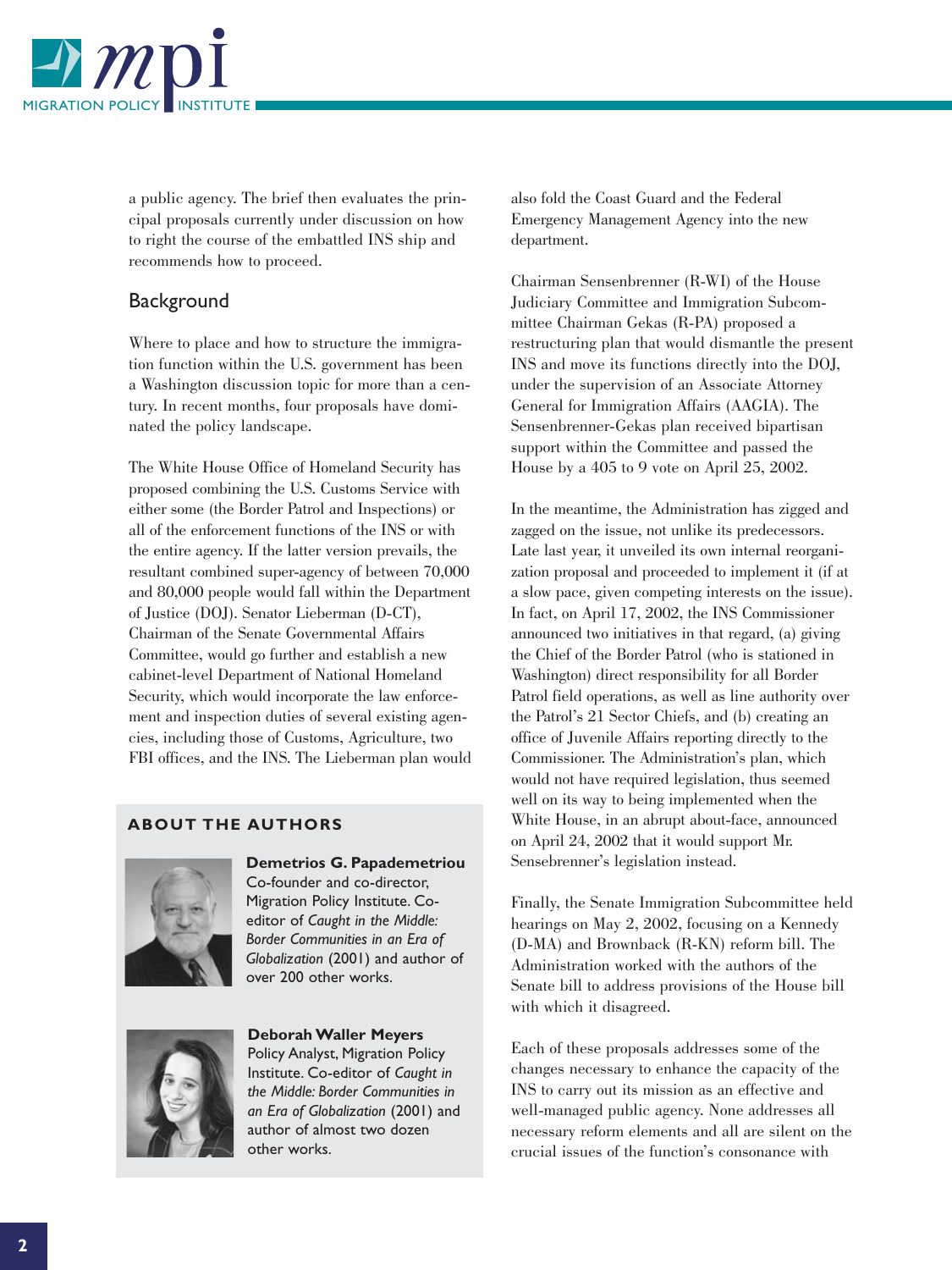a public agency. The brief then evaluates the principal proposals currently under discussion on how to right the course of the embattled INS ship and recommends how to proceed.

## Background

Where to place and how to structure the immigration function within the U.S. government has been a Washington discussion topic for more than a century. In recent months, four proposals have dominated the policy landscape.

The White House Office of Homeland Security has proposed combining the U.S. Customs Service with either some (the Border Patrol and Inspections) or all of the enforcement functions of the INS or with the entire agency. If the latter version prevails, the resultant combined super-agency of between 70,000 and 80,000 people would fall within the Department of Justice (DOJ). Senator Lieberman (D-CT), Chairman of the Senate Governmental Affairs Committee, would go further and establish a new cabinet-level Department of National Homeland Security, which would incorporate the law enforcement and inspection duties of several existing agencies, including those of Customs, Agriculture, two FBI offices, and the INS. The Lieberman plan would also fold the Coast Guard and the Federal Emergency Management Agency into the new department.

Chairman Sensenbrenner (R-WI) of the House Judiciary Committee and Immigration Subcommittee Chairman Gekas (R-PA) proposed a restructuring plan that would dismantle the present INS and move its functions directly into the DOJ, under the supervision of an Associate Attorney General for Immigration Affairs (AAGIA). The Sensenbrenner-Gekas plan received bipartisan support within the Committee and passed the House by a 405 to 9 vote on April 25, 2002.

In the meantime, the Administration has zigged and zagged on the issue, not unlike its predecessors. Late last year, it unveiled its own internal reorganization proposal and proceeded to implement it (if at a slow pace, given competing interests on the issue). In fact, on April 17, 2002, the INS Commissioner announced two initiatives in that regard, (a) giving the Chief of the Border Patrol (who is stationed in Washington) direct responsibility for all Border Patrol field operations, as well as line authority over the Patrol's 21 Sector Chiefs, and (b) creating an office of Juvenile Affairs reporting directly to the Commissioner. The Administration's plan, which would not have required legislation, thus seemed well on its way to being implemented when the White House, in an abrupt about-face, announced on April 24, 2002 that it would support Mr. Sensebrenner's legislation instead.

Finally, the Senate Immigration Subcommittee held hearings on May 2, 2002, focusing on a Kennedy (D-MA) and Brownback (R-KN) reform bill. The Administration worked with the authors of the Senate bill to address provisions of the House bill with which it disagreed.

Each of these proposals addresses some of the changes necessary to enhance the capacity of the INS to carry out its mission as an effective and well-managed public agency. None addresses all necessary reform elements and all are silent on the crucial issues of the function's consonance with

### ABOUT THE AUTHORS

**Demetrios G. Papademetriou**
Co-founder and co-director, Migration Policy Institute. Co-editor of *Caught in the Middle: Border Communities in an Era of Globalization* (2001) and author of over 200 other works.

**Deborah Waller Meyers**
Policy Analyst, Migration Policy Institute. Co-editor of *Caught in the Middle: Border Communities in an Era of Globalization* (2001) and author of almost two dozen other works.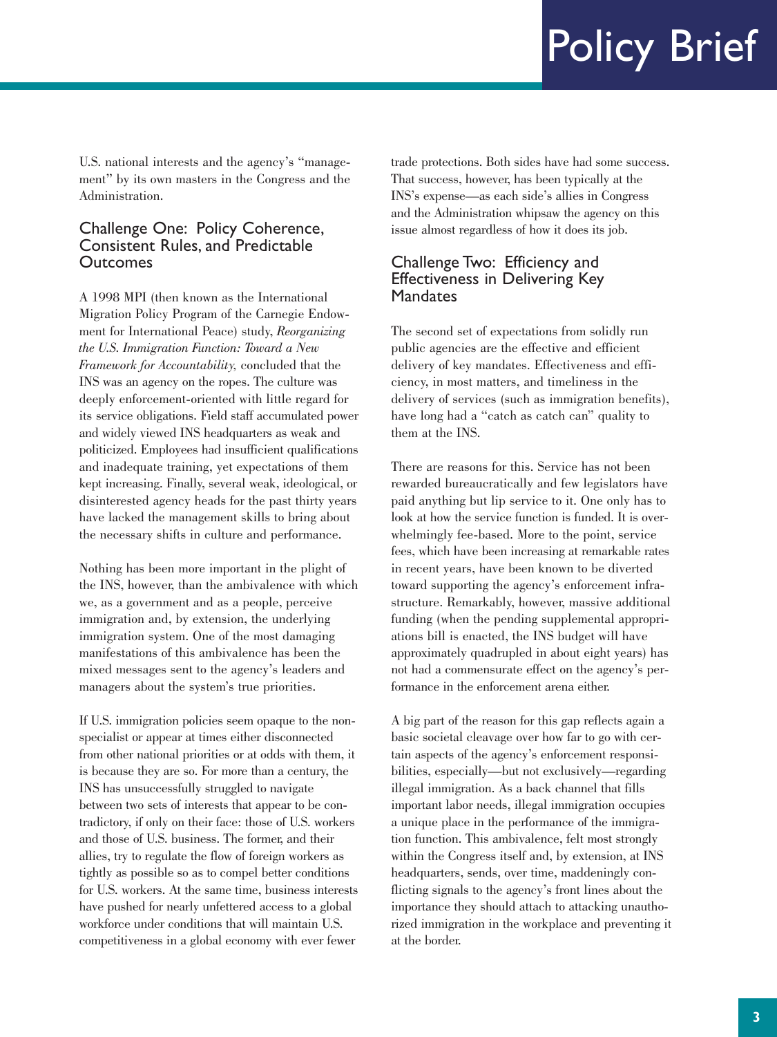U.S. national interests and the agency's "management" by its own masters in the Congress and the Administration.

## Challenge One: Policy Coherence, Consistent Rules, and Predictable Outcomes

A 1998 MPI (then known as the International Migration Policy Program of the Carnegie Endowment for International Peace) study, *Reorganizing the U.S. Immigration Function: Toward a New Framework for Accountability,* concluded that the INS was an agency on the ropes. The culture was deeply enforcement-oriented with little regard for its service obligations. Field staff accumulated power and widely viewed INS headquarters as weak and politicized. Employees had insufficient qualifications and inadequate training, yet expectations of them kept increasing. Finally, several weak, ideological, or disinterested agency heads for the past thirty years have lacked the management skills to bring about the necessary shifts in culture and performance.

Nothing has been more important in the plight of the INS, however, than the ambivalence with which we, as a government and as a people, perceive immigration and, by extension, the underlying immigration system. One of the most damaging manifestations of this ambivalence has been the mixed messages sent to the agency's leaders and managers about the system's true priorities.

If U.S. immigration policies seem opaque to the non-specialist or appear at times either disconnected from other national priorities or at odds with them, it is because they are so. For more than a century, the INS has unsuccessfully struggled to navigate between two sets of interests that appear to be contradictory, if only on their face: those of U.S. workers and those of U.S. business. The former, and their allies, try to regulate the flow of foreign workers as tightly as possible so as to compel better conditions for U.S. workers. At the same time, business interests have pushed for nearly unfettered access to a global workforce under conditions that will maintain U.S. competitiveness in a global economy with ever fewer trade protections. Both sides have had some success. That success, however, has been typically at the INS's expense—as each side's allies in Congress and the Administration whipsaw the agency on this issue almost regardless of how it does its job.

## Challenge Two: Efficiency and Effectiveness in Delivering Key Mandates

The second set of expectations from solidly run public agencies are the effective and efficient delivery of key mandates. Effectiveness and efficiency, in most matters, and timeliness in the delivery of services (such as immigration benefits), have long had a "catch as catch can" quality to them at the INS.

There are reasons for this. Service has not been rewarded bureaucratically and few legislators have paid anything but lip service to it. One only has to look at how the service function is funded. It is overwhelmingly fee-based. More to the point, service fees, which have been increasing at remarkable rates in recent years, have been known to be diverted toward supporting the agency's enforcement infrastructure. Remarkably, however, massive additional funding (when the pending supplemental appropriations bill is enacted, the INS budget will have approximately quadrupled in about eight years) has not had a commensurate effect on the agency's performance in the enforcement arena either.

A big part of the reason for this gap reflects again a basic societal cleavage over how far to go with certain aspects of the agency's enforcement responsibilities, especially—but not exclusively—regarding illegal immigration. As a back channel that fills important labor needs, illegal immigration occupies a unique place in the performance of the immigration function. This ambivalence, felt most strongly within the Congress itself and, by extension, at INS headquarters, sends, over time, maddeningly conflicting signals to the agency's front lines about the importance they should attach to attacking unauthorized immigration in the workplace and preventing it at the border.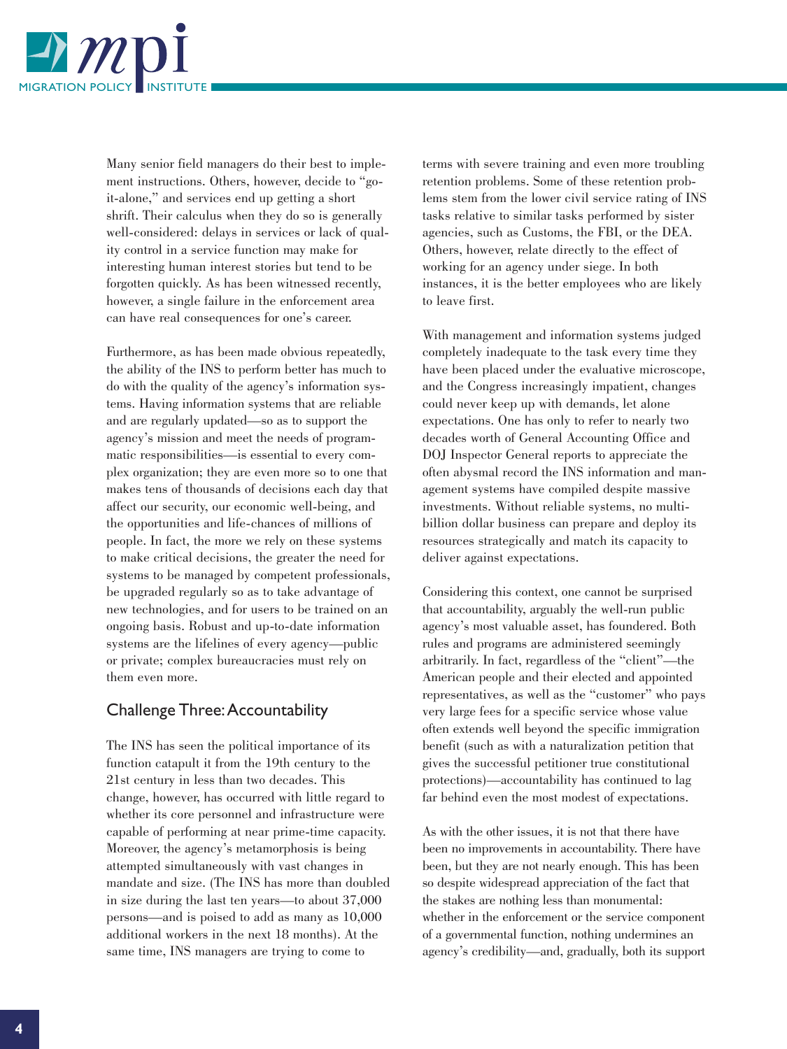Many senior field managers do their best to implement instructions. Others, however, decide to "go-it-alone," and services end up getting a short shrift. Their calculus when they do so is generally well-considered: delays in services or lack of quality control in a service function may make for interesting human interest stories but tend to be forgotten quickly. As has been witnessed recently, however, a single failure in the enforcement area can have real consequences for one's career.

Furthermore, as has been made obvious repeatedly, the ability of the INS to perform better has much to do with the quality of the agency's information systems. Having information systems that are reliable and are regularly updated—so as to support the agency's mission and meet the needs of programmatic responsibilities—is essential to every complex organization; they are even more so to one that makes tens of thousands of decisions each day that affect our security, our economic well-being, and the opportunities and life-chances of millions of people. In fact, the more we rely on these systems to make critical decisions, the greater the need for systems to be managed by competent professionals, be upgraded regularly so as to take advantage of new technologies, and for users to be trained on an ongoing basis. Robust and up-to-date information systems are the lifelines of every agency—public or private; complex bureaucracies must rely on them even more.

## Challenge Three: Accountability

The INS has seen the political importance of its function catapult it from the 19th century to the 21st century in less than two decades. This change, however, has occurred with little regard to whether its core personnel and infrastructure were capable of performing at near prime-time capacity. Moreover, the agency's metamorphosis is being attempted simultaneously with vast changes in mandate and size. (The INS has more than doubled in size during the last ten years—to about 37,000 persons—and is poised to add as many as 10,000 additional workers in the next 18 months). At the same time, INS managers are trying to come to terms with severe training and even more troubling retention problems. Some of these retention problems stem from the lower civil service rating of INS tasks relative to similar tasks performed by sister agencies, such as Customs, the FBI, or the DEA. Others, however, relate directly to the effect of working for an agency under siege. In both instances, it is the better employees who are likely to leave first.

With management and information systems judged completely inadequate to the task every time they have been placed under the evaluative microscope, and the Congress increasingly impatient, changes could never keep up with demands, let alone expectations. One has only to refer to nearly two decades worth of General Accounting Office and DOJ Inspector General reports to appreciate the often abysmal record the INS information and management systems have compiled despite massive investments. Without reliable systems, no multi-billion dollar business can prepare and deploy its resources strategically and match its capacity to deliver against expectations.

Considering this context, one cannot be surprised that accountability, arguably the well-run public agency's most valuable asset, has foundered. Both rules and programs are administered seemingly arbitrarily. In fact, regardless of the "client"—the American people and their elected and appointed representatives, as well as the "customer" who pays very large fees for a specific service whose value often extends well beyond the specific immigration benefit (such as with a naturalization petition that gives the successful petitioner true constitutional protections)—accountability has continued to lag far behind even the most modest of expectations.

As with the other issues, it is not that there have been no improvements in accountability. There have been, but they are not nearly enough. This has been so despite widespread appreciation of the fact that the stakes are nothing less than monumental: whether in the enforcement or the service component of a governmental function, nothing undermines an agency's credibility—and, gradually, both its support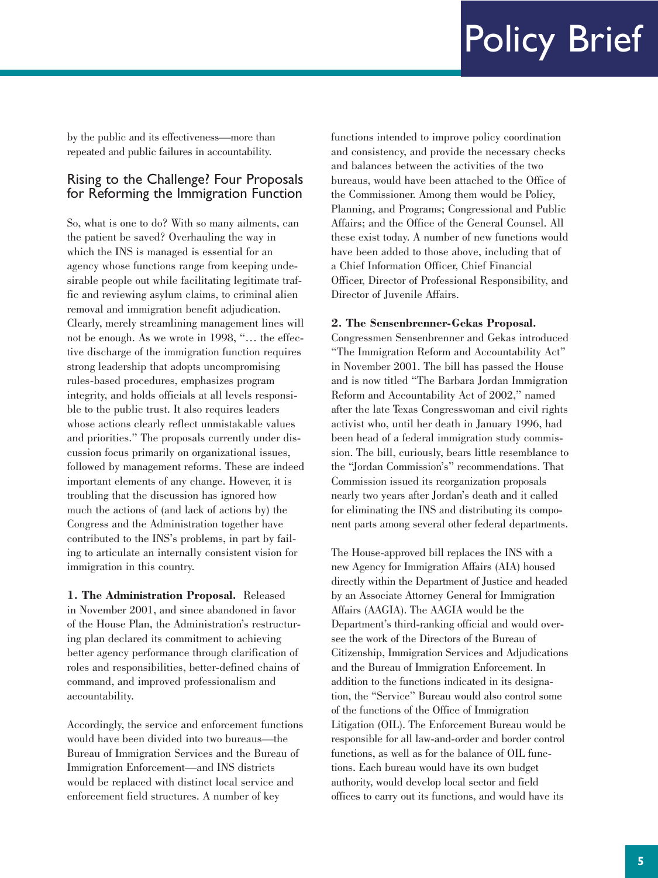by the public and its effectiveness—more than repeated and public failures in accountability.

## Rising to the Challenge? Four Proposals for Reforming the Immigration Function

So, what is one to do? With so many ailments, can the patient be saved? Overhauling the way in which the INS is managed is essential for an agency whose functions range from keeping undesirable people out while facilitating legitimate traffic and reviewing asylum claims, to criminal alien removal and immigration benefit adjudication. Clearly, merely streamlining management lines will not be enough. As we wrote in 1998, "… the effective discharge of the immigration function requires strong leadership that adopts uncompromising rules-based procedures, emphasizes program integrity, and holds officials at all levels responsible to the public trust. It also requires leaders whose actions clearly reflect unmistakable values and priorities." The proposals currently under discussion focus primarily on organizational issues, followed by management reforms. These are indeed important elements of any change. However, it is troubling that the discussion has ignored how much the actions of (and lack of actions by) the Congress and the Administration together have contributed to the INS's problems, in part by failing to articulate an internally consistent vision for immigration in this country.

**1. The Administration Proposal.** Released in November 2001, and since abandoned in favor of the House Plan, the Administration's restructuring plan declared its commitment to achieving better agency performance through clarification of roles and responsibilities, better-defined chains of command, and improved professionalism and accountability.

Accordingly, the service and enforcement functions would have been divided into two bureaus—the Bureau of Immigration Services and the Bureau of Immigration Enforcement—and INS districts would be replaced with distinct local service and enforcement field structures. A number of key functions intended to improve policy coordination and consistency, and provide the necessary checks and balances between the activities of the two bureaus, would have been attached to the Office of the Commissioner. Among them would be Policy, Planning, and Programs; Congressional and Public Affairs; and the Office of the General Counsel. All these exist today. A number of new functions would have been added to those above, including that of a Chief Information Officer, Chief Financial Officer, Director of Professional Responsibility, and Director of Juvenile Affairs.

**2. The Sensenbrenner-Gekas Proposal.** Congressmen Sensenbrenner and Gekas introduced "The Immigration Reform and Accountability Act" in November 2001. The bill has passed the House and is now titled "The Barbara Jordan Immigration Reform and Accountability Act of 2002," named after the late Texas Congresswoman and civil rights activist who, until her death in January 1996, had been head of a federal immigration study commission. The bill, curiously, bears little resemblance to the "Jordan Commission's" recommendations. That Commission issued its reorganization proposals nearly two years after Jordan's death and it called for eliminating the INS and distributing its component parts among several other federal departments.

The House-approved bill replaces the INS with a new Agency for Immigration Affairs (AIA) housed directly within the Department of Justice and headed by an Associate Attorney General for Immigration Affairs (AAGIA). The AAGIA would be the Department's third-ranking official and would oversee the work of the Directors of the Bureau of Citizenship, Immigration Services and Adjudications and the Bureau of Immigration Enforcement. In addition to the functions indicated in its designation, the "Service" Bureau would also control some of the functions of the Office of Immigration Litigation (OIL). The Enforcement Bureau would be responsible for all law-and-order and border control functions, as well as for the balance of OIL functions. Each bureau would have its own budget authority, would develop local sector and field offices to carry out its functions, and would have its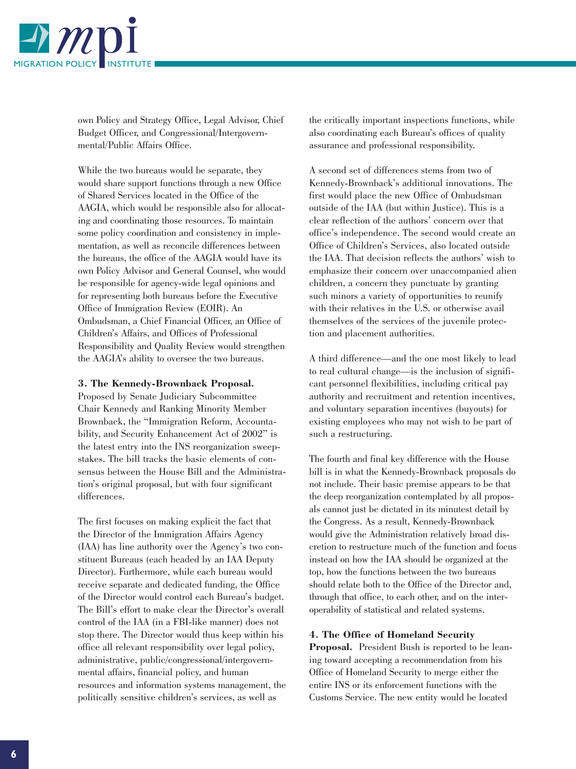own Policy and Strategy Office, Legal Advisor, Chief Budget Officer, and Congressional/Intergovernmental/Public Affairs Office.

While the two bureaus would be separate, they would share support functions through a new Office of Shared Services located in the Office of the AAGIA, which would be responsible also for allocating and coordinating those resources. To maintain some policy coordination and consistency in implementation, as well as reconcile differences between the bureaus, the office of the AAGIA would have its own Policy Advisor and General Counsel, who would be responsible for agency-wide legal opinions and for representing both bureaus before the Executive Office of Immigration Review (EOIR). An Ombudsman, a Chief Financial Officer, an Office of Children's Affairs, and Offices of Professional Responsibility and Quality Review would strengthen the AAGIA's ability to oversee the two bureaus.

**3. The Kennedy-Brownback Proposal.** Proposed by Senate Judiciary Subcommittee Chair Kennedy and Ranking Minority Member Brownback, the "Immigration Reform, Accountability, and Security Enhancement Act of 2002" is the latest entry into the INS reorganization sweepstakes. The bill tracks the basic elements of consensus between the House Bill and the Administration's original proposal, but with four significant differences.

The first focuses on making explicit the fact that the Director of the Immigration Affairs Agency (IAA) has line authority over the Agency's two constituent Bureaus (each headed by an IAA Deputy Director). Furthermore, while each bureau would receive separate and dedicated funding, the Office of the Director would control each Bureau's budget. The Bill's effort to make clear the Director's overall control of the IAA (in a FBI-like manner) does not stop there. The Director would thus keep within his office all relevant responsibility over legal policy, administrative, public/congressional/intergovernmental affairs, financial policy, and human resources and information systems management, the politically sensitive children's services, as well as the critically important inspections functions, while also coordinating each Bureau's offices of quality assurance and professional responsibility.

A second set of differences stems from two of Kennedy-Brownback's additional innovations. The first would place the new Office of Ombudsman outside of the IAA (but within Justice). This is a clear reflection of the authors' concern over that office's independence. The second would create an Office of Children's Services, also located outside the IAA. That decision reflects the authors' wish to emphasize their concern over unaccompanied alien children, a concern they punctuate by granting such minors a variety of opportunities to reunify with their relatives in the U.S. or otherwise avail themselves of the services of the juvenile protection and placement authorities.

A third difference—and the one most likely to lead to real cultural change—is the inclusion of significant personnel flexibilities, including critical pay authority and recruitment and retention incentives, and voluntary separation incentives (buyouts) for existing employees who may not wish to be part of such a restructuring.

The fourth and final key difference with the House bill is in what the Kennedy-Brownback proposals do not include. Their basic premise appears to be that the deep reorganization contemplated by all proposals cannot just be dictated in its minutest detail by the Congress. As a result, Kennedy-Brownback would give the Administration relatively broad discretion to restructure much of the function and focus instead on how the IAA should be organized at the top, how the functions between the two bureaus should relate both to the Office of the Director and, through that office, to each other, and on the interoperability of statistical and related systems.

**4. The Office of Homeland Security Proposal.** President Bush is reported to be leaning toward accepting a recommendation from his Office of Homeland Security to merge either the entire INS or its enforcement functions with the Customs Service. The new entity would be located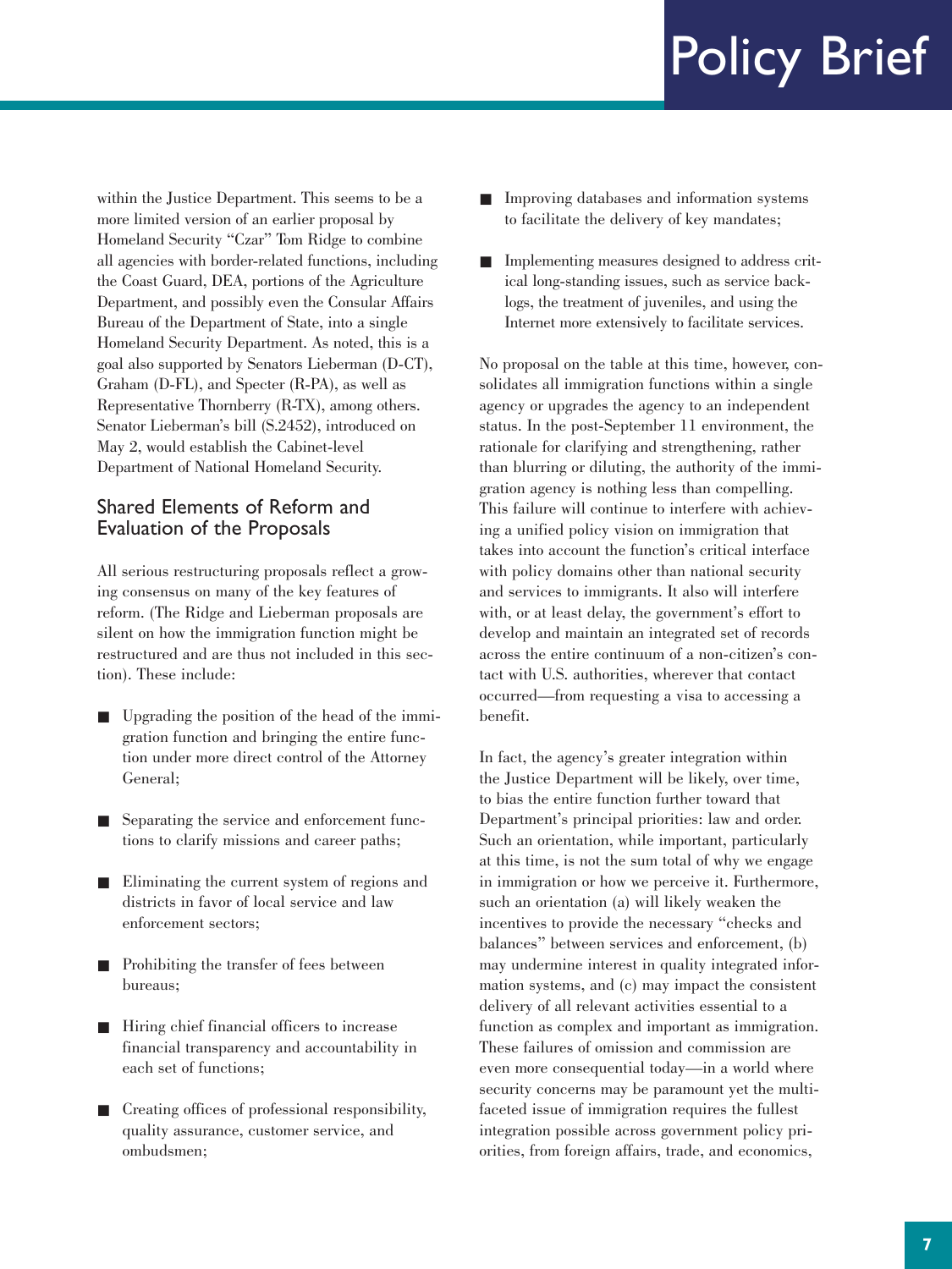within the Justice Department. This seems to be a more limited version of an earlier proposal by Homeland Security "Czar" Tom Ridge to combine all agencies with border-related functions, including the Coast Guard, DEA, portions of the Agriculture Department, and possibly even the Consular Affairs Bureau of the Department of State, into a single Homeland Security Department. As noted, this is a goal also supported by Senators Lieberman (D-CT), Graham (D-FL), and Specter (R-PA), as well as Representative Thornberry (R-TX), among others. Senator Lieberman's bill (S.2452), introduced on May 2, would establish the Cabinet-level Department of National Homeland Security.

## Shared Elements of Reform and Evaluation of the Proposals

All serious restructuring proposals reflect a growing consensus on many of the key features of reform. (The Ridge and Lieberman proposals are silent on how the immigration function might be restructured and are thus not included in this section). These include:

- Upgrading the position of the head of the immigration function and bringing the entire function under more direct control of the Attorney General;
- Separating the service and enforcement functions to clarify missions and career paths;
- Eliminating the current system of regions and districts in favor of local service and law enforcement sectors;
- Prohibiting the transfer of fees between bureaus;
- Hiring chief financial officers to increase financial transparency and accountability in each set of functions;
- Creating offices of professional responsibility, quality assurance, customer service, and ombudsmen;
- Improving databases and information systems to facilitate the delivery of key mandates;
- Implementing measures designed to address critical long-standing issues, such as service backlogs, the treatment of juveniles, and using the Internet more extensively to facilitate services.

No proposal on the table at this time, however, consolidates all immigration functions within a single agency or upgrades the agency to an independent status. In the post-September 11 environment, the rationale for clarifying and strengthening, rather than blurring or diluting, the authority of the immigration agency is nothing less than compelling. This failure will continue to interfere with achieving a unified policy vision on immigration that takes into account the function's critical interface with policy domains other than national security and services to immigrants. It also will interfere with, or at least delay, the government's effort to develop and maintain an integrated set of records across the entire continuum of a non-citizen's contact with U.S. authorities, wherever that contact occurred—from requesting a visa to accessing a benefit.

In fact, the agency's greater integration within the Justice Department will be likely, over time, to bias the entire function further toward that Department's principal priorities: law and order. Such an orientation, while important, particularly at this time, is not the sum total of why we engage in immigration or how we perceive it. Furthermore, such an orientation (a) will likely weaken the incentives to provide the necessary "checks and balances" between services and enforcement, (b) may undermine interest in quality integrated information systems, and (c) may impact the consistent delivery of all relevant activities essential to a function as complex and important as immigration. These failures of omission and commission are even more consequential today—in a world where security concerns may be paramount yet the multifaceted issue of immigration requires the fullest integration possible across government policy priorities, from foreign affairs, trade, and economics,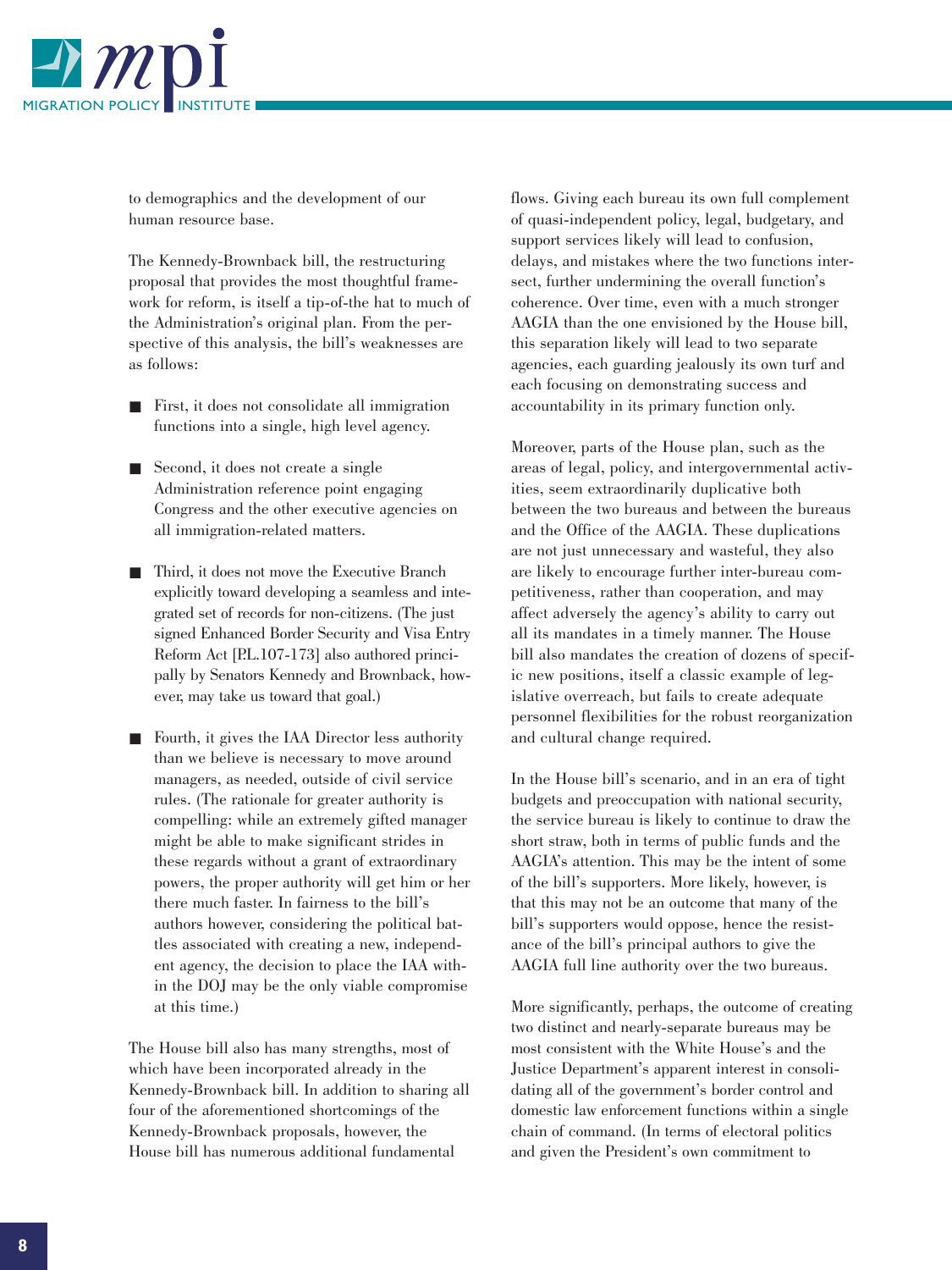to demographics and the development of our human resource base.

The Kennedy-Brownback bill, the restructuring proposal that provides the most thoughtful framework for reform, is itself a tip-of-the hat to much of the Administration's original plan. From the perspective of this analysis, the bill's weaknesses are as follows:

- First, it does not consolidate all immigration functions into a single, high level agency.
- Second, it does not create a single Administration reference point engaging Congress and the other executive agencies on all immigration-related matters.
- Third, it does not move the Executive Branch explicitly toward developing a seamless and integrated set of records for non-citizens. (The just signed Enhanced Border Security and Visa Entry Reform Act [P.L.107-173] also authored principally by Senators Kennedy and Brownback, however, may take us toward that goal.)
- Fourth, it gives the IAA Director less authority than we believe is necessary to move around managers, as needed, outside of civil service rules. (The rationale for greater authority is compelling: while an extremely gifted manager might be able to make significant strides in these regards without a grant of extraordinary powers, the proper authority will get him or her there much faster. In fairness to the bill's authors however, considering the political battles associated with creating a new, independent agency, the decision to place the IAA within the DOJ may be the only viable compromise at this time.)

The House bill also has many strengths, most of which have been incorporated already in the Kennedy-Brownback bill. In addition to sharing all four of the aforementioned shortcomings of the Kennedy-Brownback proposals, however, the House bill has numerous additional fundamental flows. Giving each bureau its own full complement of quasi-independent policy, legal, budgetary, and support services likely will lead to confusion, delays, and mistakes where the two functions intersect, further undermining the overall function's coherence. Over time, even with a much stronger AAGIA than the one envisioned by the House bill, this separation likely will lead to two separate agencies, each guarding jealously its own turf and each focusing on demonstrating success and accountability in its primary function only.

Moreover, parts of the House plan, such as the areas of legal, policy, and intergovernmental activities, seem extraordinarily duplicative both between the two bureaus and between the bureaus and the Office of the AAGIA. These duplications are not just unnecessary and wasteful, they also are likely to encourage further inter-bureau competitiveness, rather than cooperation, and may affect adversely the agency's ability to carry out all its mandates in a timely manner. The House bill also mandates the creation of dozens of specific new positions, itself a classic example of legislative overreach, but fails to create adequate personnel flexibilities for the robust reorganization and cultural change required.

In the House bill's scenario, and in an era of tight budgets and preoccupation with national security, the service bureau is likely to continue to draw the short straw, both in terms of public funds and the AAGIA's attention. This may be the intent of some of the bill's supporters. More likely, however, is that this may not be an outcome that many of the bill's supporters would oppose, hence the resistance of the bill's principal authors to give the AAGIA full line authority over the two bureaus.

More significantly, perhaps, the outcome of creating two distinct and nearly-separate bureaus may be most consistent with the White House's and the Justice Department's apparent interest in consolidating all of the government's border control and domestic law enforcement functions within a single chain of command. (In terms of electoral politics and given the President's own commitment to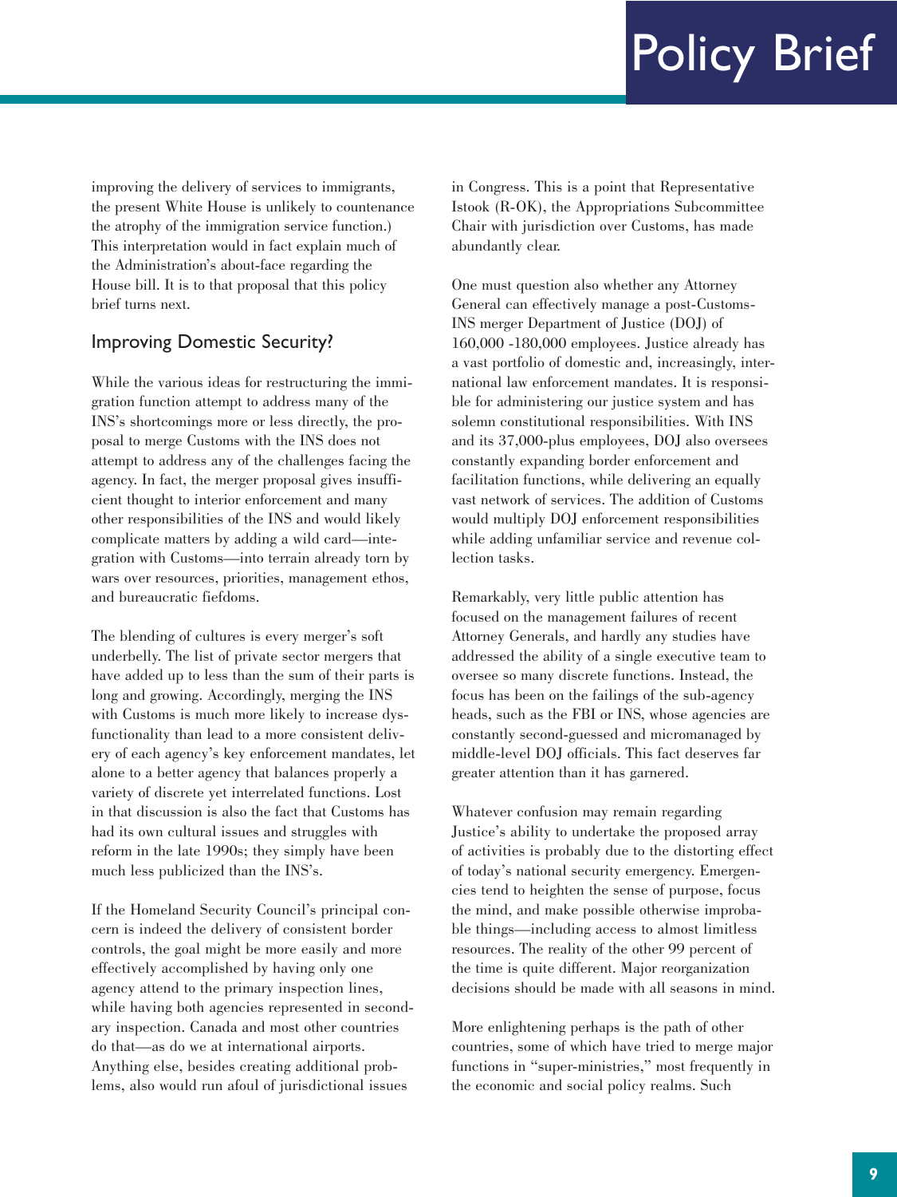improving the delivery of services to immigrants, the present White House is unlikely to countenance the atrophy of the immigration service function.) This interpretation would in fact explain much of the Administration's about-face regarding the House bill. It is to that proposal that this policy brief turns next.

## Improving Domestic Security?

While the various ideas for restructuring the immigration function attempt to address many of the INS's shortcomings more or less directly, the proposal to merge Customs with the INS does not attempt to address any of the challenges facing the agency. In fact, the merger proposal gives insufficient thought to interior enforcement and many other responsibilities of the INS and would likely complicate matters by adding a wild card—integration with Customs—into terrain already torn by wars over resources, priorities, management ethos, and bureaucratic fiefdoms.

The blending of cultures is every merger's soft underbelly. The list of private sector mergers that have added up to less than the sum of their parts is long and growing. Accordingly, merging the INS with Customs is much more likely to increase dysfunctionality than lead to a more consistent delivery of each agency's key enforcement mandates, let alone to a better agency that balances properly a variety of discrete yet interrelated functions. Lost in that discussion is also the fact that Customs has had its own cultural issues and struggles with reform in the late 1990s; they simply have been much less publicized than the INS's.

If the Homeland Security Council's principal concern is indeed the delivery of consistent border controls, the goal might be more easily and more effectively accomplished by having only one agency attend to the primary inspection lines, while having both agencies represented in secondary inspection. Canada and most other countries do that—as do we at international airports. Anything else, besides creating additional problems, also would run afoul of jurisdictional issues in Congress. This is a point that Representative Istook (R-OK), the Appropriations Subcommittee Chair with jurisdiction over Customs, has made abundantly clear.

One must question also whether any Attorney General can effectively manage a post-Customs-INS merger Department of Justice (DOJ) of 160,000 -180,000 employees. Justice already has a vast portfolio of domestic and, increasingly, international law enforcement mandates. It is responsible for administering our justice system and has solemn constitutional responsibilities. With INS and its 37,000-plus employees, DOJ also oversees constantly expanding border enforcement and facilitation functions, while delivering an equally vast network of services. The addition of Customs would multiply DOJ enforcement responsibilities while adding unfamiliar service and revenue collection tasks.

Remarkably, very little public attention has focused on the management failures of recent Attorney Generals, and hardly any studies have addressed the ability of a single executive team to oversee so many discrete functions. Instead, the focus has been on the failings of the sub-agency heads, such as the FBI or INS, whose agencies are constantly second-guessed and micromanaged by middle-level DOJ officials. This fact deserves far greater attention than it has garnered.

Whatever confusion may remain regarding Justice's ability to undertake the proposed array of activities is probably due to the distorting effect of today's national security emergency. Emergencies tend to heighten the sense of purpose, focus the mind, and make possible otherwise improbable things—including access to almost limitless resources. The reality of the other 99 percent of the time is quite different. Major reorganization decisions should be made with all seasons in mind.

More enlightening perhaps is the path of other countries, some of which have tried to merge major functions in "super-ministries," most frequently in the economic and social policy realms. Such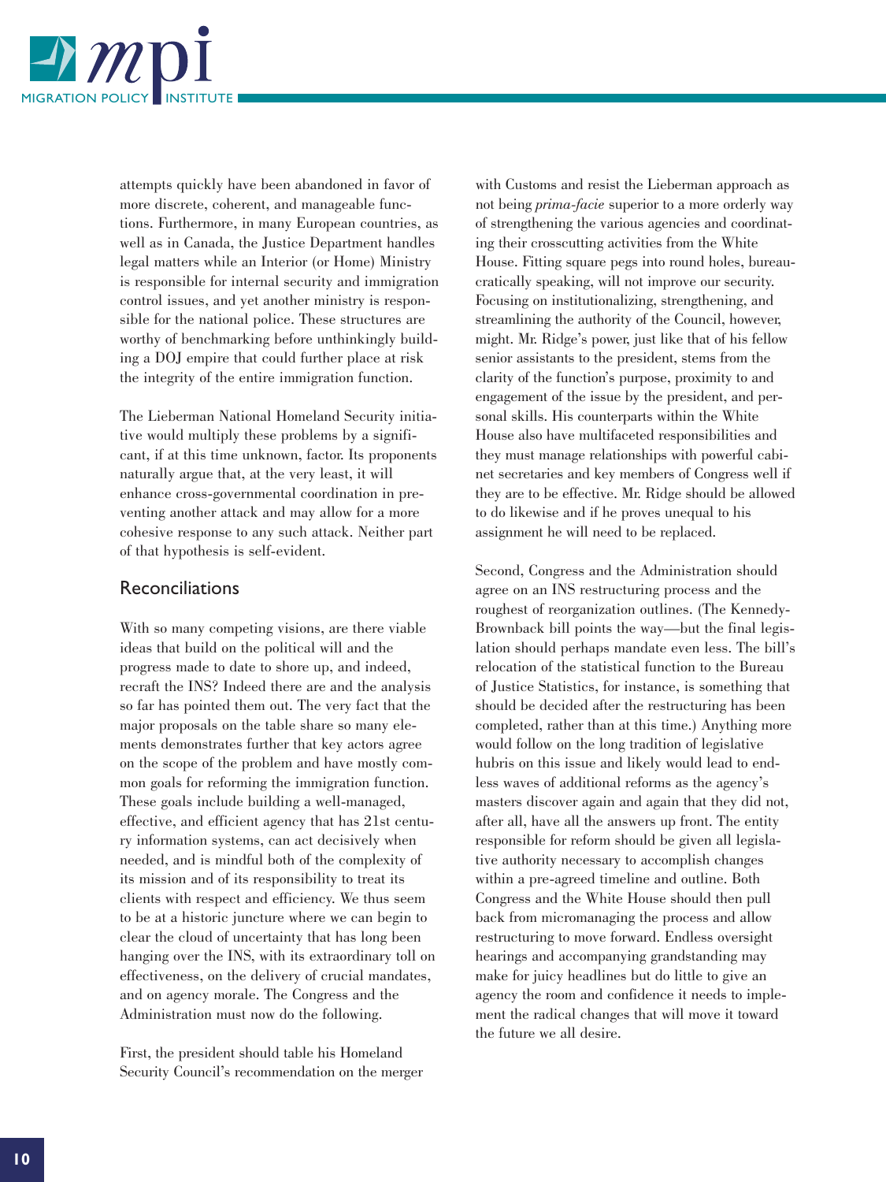attempts quickly have been abandoned in favor of more discrete, coherent, and manageable functions. Furthermore, in many European countries, as well as in Canada, the Justice Department handles legal matters while an Interior (or Home) Ministry is responsible for internal security and immigration control issues, and yet another ministry is responsible for the national police. These structures are worthy of benchmarking before unthinkingly building a DOJ empire that could further place at risk the integrity of the entire immigration function.

The Lieberman National Homeland Security initiative would multiply these problems by a significant, if at this time unknown, factor. Its proponents naturally argue that, at the very least, it will enhance cross-governmental coordination in preventing another attack and may allow for a more cohesive response to any such attack. Neither part of that hypothesis is self-evident.

## Reconciliations

With so many competing visions, are there viable ideas that build on the political will and the progress made to date to shore up, and indeed, recraft the INS? Indeed there are and the analysis so far has pointed them out. The very fact that the major proposals on the table share so many elements demonstrates further that key actors agree on the scope of the problem and have mostly common goals for reforming the immigration function. These goals include building a well-managed, effective, and efficient agency that has 21st century information systems, can act decisively when needed, and is mindful both of the complexity of its mission and of its responsibility to treat its clients with respect and efficiency. We thus seem to be at a historic juncture where we can begin to clear the cloud of uncertainty that has long been hanging over the INS, with its extraordinary toll on effectiveness, on the delivery of crucial mandates, and on agency morale. The Congress and the Administration must now do the following.

First, the president should table his Homeland Security Council's recommendation on the merger with Customs and resist the Lieberman approach as not being *prima-facie* superior to a more orderly way of strengthening the various agencies and coordinating their crosscutting activities from the White House. Fitting square pegs into round holes, bureaucratically speaking, will not improve our security. Focusing on institutionalizing, strengthening, and streamlining the authority of the Council, however, might. Mr. Ridge's power, just like that of his fellow senior assistants to the president, stems from the clarity of the function's purpose, proximity to and engagement of the issue by the president, and personal skills. His counterparts within the White House also have multifaceted responsibilities and they must manage relationships with powerful cabinet secretaries and key members of Congress well if they are to be effective. Mr. Ridge should be allowed to do likewise and if he proves unequal to his assignment he will need to be replaced.

Second, Congress and the Administration should agree on an INS restructuring process and the roughest of reorganization outlines. (The Kennedy-Brownback bill points the way—but the final legislation should perhaps mandate even less. The bill's relocation of the statistical function to the Bureau of Justice Statistics, for instance, is something that should be decided after the restructuring has been completed, rather than at this time.) Anything more would follow on the long tradition of legislative hubris on this issue and likely would lead to endless waves of additional reforms as the agency's masters discover again and again that they did not, after all, have all the answers up front. The entity responsible for reform should be given all legislative authority necessary to accomplish changes within a pre-agreed timeline and outline. Both Congress and the White House should then pull back from micromanaging the process and allow restructuring to move forward. Endless oversight hearings and accompanying grandstanding may make for juicy headlines but do little to give an agency the room and confidence it needs to implement the radical changes that will move it toward the future we all desire.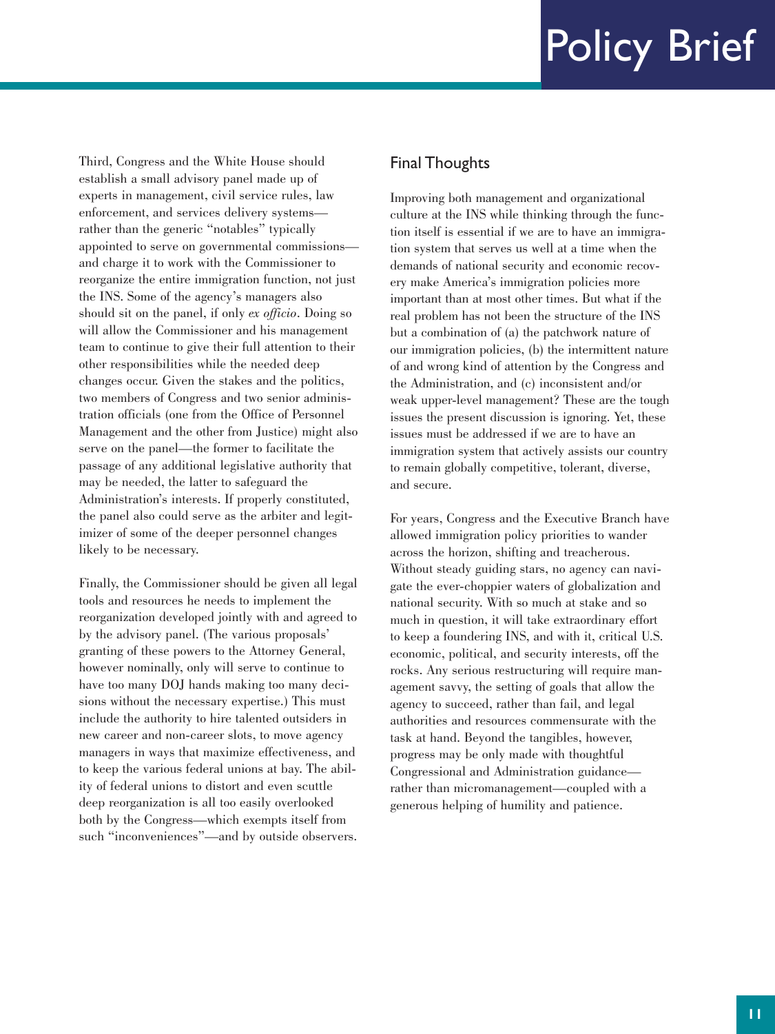Third, Congress and the White House should establish a small advisory panel made up of experts in management, civil service rules, law enforcement, and services delivery systems—rather than the generic "notables" typically appointed to serve on governmental commissions—and charge it to work with the Commissioner to reorganize the entire immigration function, not just the INS. Some of the agency's managers also should sit on the panel, if only *ex officio*. Doing so will allow the Commissioner and his management team to continue to give their full attention to their other responsibilities while the needed deep changes occur. Given the stakes and the politics, two members of Congress and two senior administration officials (one from the Office of Personnel Management and the other from Justice) might also serve on the panel—the former to facilitate the passage of any additional legislative authority that may be needed, the latter to safeguard the Administration's interests. If properly constituted, the panel also could serve as the arbiter and legitimizer of some of the deeper personnel changes likely to be necessary.

Finally, the Commissioner should be given all legal tools and resources he needs to implement the reorganization developed jointly with and agreed to by the advisory panel. (The various proposals' granting of these powers to the Attorney General, however nominally, only will serve to continue to have too many DOJ hands making too many decisions without the necessary expertise.) This must include the authority to hire talented outsiders in new career and non-career slots, to move agency managers in ways that maximize effectiveness, and to keep the various federal unions at bay. The ability of federal unions to distort and even scuttle deep reorganization is all too easily overlooked both by the Congress—which exempts itself from such "inconveniences"—and by outside observers.

## Final Thoughts

Improving both management and organizational culture at the INS while thinking through the function itself is essential if we are to have an immigration system that serves us well at a time when the demands of national security and economic recovery make America's immigration policies more important than at most other times. But what if the real problem has not been the structure of the INS but a combination of (a) the patchwork nature of our immigration policies, (b) the intermittent nature of and wrong kind of attention by the Congress and the Administration, and (c) inconsistent and/or weak upper-level management? These are the tough issues the present discussion is ignoring. Yet, these issues must be addressed if we are to have an immigration system that actively assists our country to remain globally competitive, tolerant, diverse, and secure.

For years, Congress and the Executive Branch have allowed immigration policy priorities to wander across the horizon, shifting and treacherous. Without steady guiding stars, no agency can navigate the ever-choppier waters of globalization and national security. With so much at stake and so much in question, it will take extraordinary effort to keep a foundering INS, and with it, critical U.S. economic, political, and security interests, off the rocks. Any serious restructuring will require management savvy, the setting of goals that allow the agency to succeed, rather than fail, and legal authorities and resources commensurate with the task at hand. Beyond the tangibles, however, progress may be only made with thoughtful Congressional and Administration guidance—rather than micromanagement—coupled with a generous helping of humility and patience.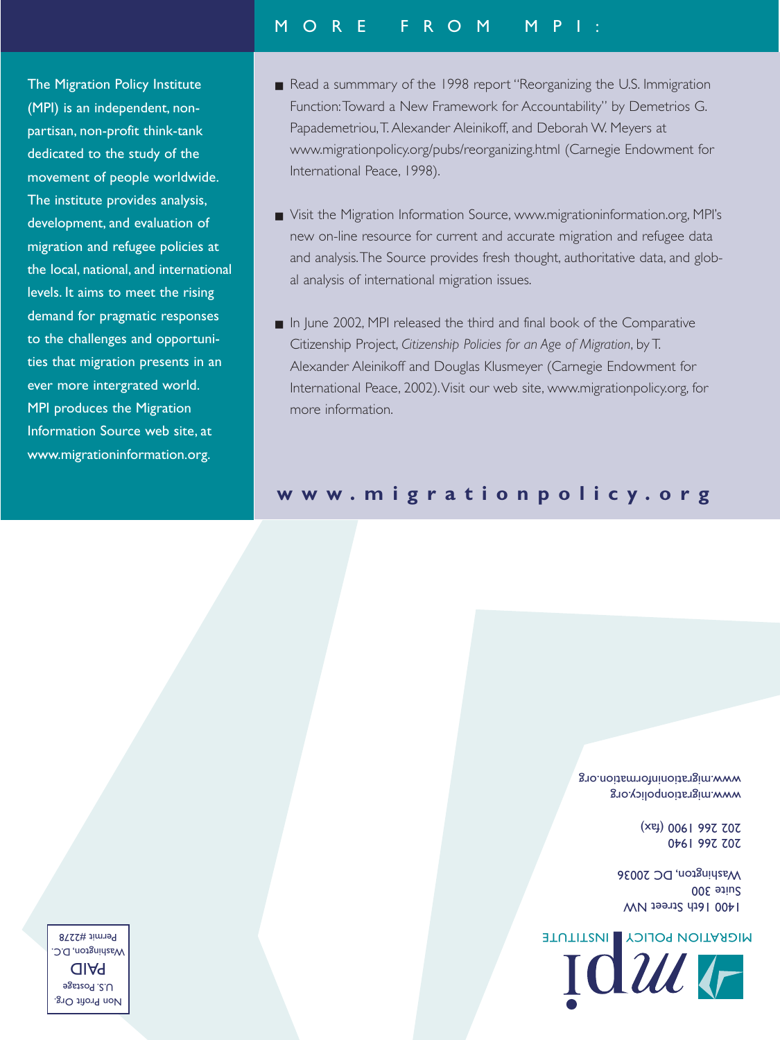The Migration Policy Institute (MPI) is an independent, non-partisan, non-profit think-tank dedicated to the study of the movement of people worldwide. The institute provides analysis, development, and evaluation of migration and refugee policies at the local, national, and international levels. It aims to meet the rising demand for pragmatic responses to the challenges and opportunities that migration presents in an ever more intergrated world. MPI produces the Migration Information Source web site, at www.migrationinformation.org.

## MORE FROM MPI:

- Read a summmary of the 1998 report "Reorganizing the U.S. Immigration Function: Toward a New Framework for Accountability" by Demetrios G. Papademetriou, T. Alexander Aleinikoff, and Deborah W. Meyers at www.migrationpolicy.org/pubs/reorganizing.html (Carnegie Endowment for International Peace, 1998).
- Visit the Migration Information Source, www.migrationinformation.org, MPI's new on-line resource for current and accurate migration and refugee data and analysis. The Source provides fresh thought, authoritative data, and global analysis of international migration issues.
- In June 2002, MPI released the third and final book of the Comparative Citizenship Project, *Citizenship Policies for an Age of Migration*, by T. Alexander Aleinikoff and Douglas Klusmeyer (Carnegie Endowment for International Peace, 2002). Visit our web site, www.migrationpolicy.org, for more information.

**www.migrationpolicy.org**

mpi
MIGRATION POLICY INSTITUTE

1400 16th Street NW
Suite 300
Washington, DC 20036

202 266 1940
202 266 1900 (fax)

www.migrationpolicy.org
www.migrationinformation.org

Non Profit Org.
U.S. Postage
PAID
Washington, D.C.
Permit #2278